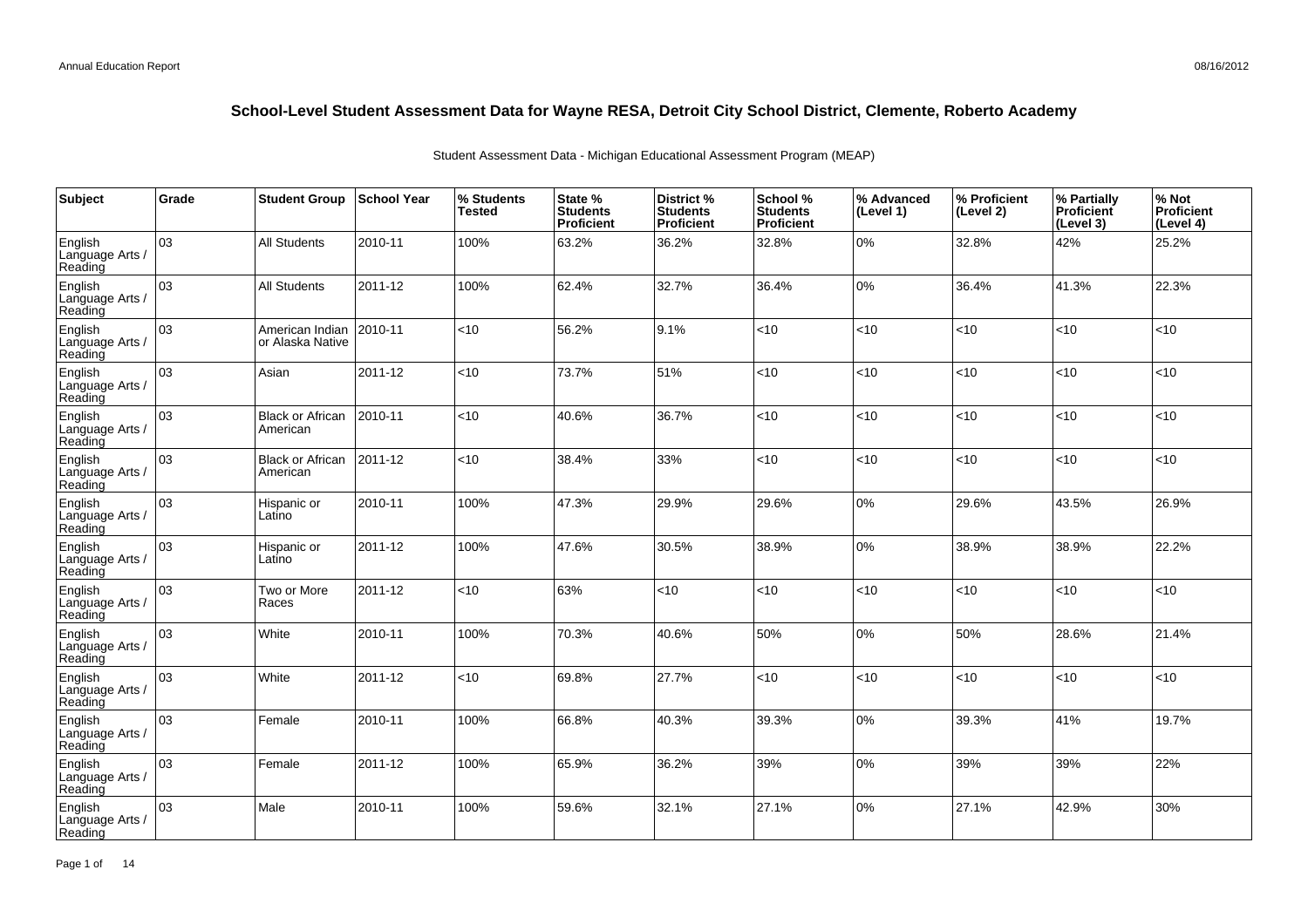# School-Level Student Assessment Data for Wayne RESA, Detroit City School District, Clemente, Roberto Academy

Student Assessment Data - Michigan Educational Assessment Program (MEAP)

| Subject | Grade | Student Group | School Year | % Students Tested | State % Students Proficient | District % Students Proficient | School % Students Proficient | % Advanced (Level 1) | % Proficient (Level 2) | % Partially Proficient (Level 3) | % Not Proficient (Level 4) |
|---|---|---|---|---|---|---|---|---|---|---|---|
| English Language Arts / Reading | 03 | All Students | 2010-11 | 100% | 63.2% | 36.2% | 32.8% | 0% | 32.8% | 42% | 25.2% |
| English Language Arts / Reading | 03 | All Students | 2011-12 | 100% | 62.4% | 32.7% | 36.4% | 0% | 36.4% | 41.3% | 22.3% |
| English Language Arts / Reading | 03 | American Indian or Alaska Native | 2010-11 | <10 | 56.2% | 9.1% | <10 | <10 | <10 | <10 | <10 |
| English Language Arts / Reading | 03 | Asian | 2011-12 | <10 | 73.7% | 51% | <10 | <10 | <10 | <10 | <10 |
| English Language Arts / Reading | 03 | Black or African American | 2010-11 | <10 | 40.6% | 36.7% | <10 | <10 | <10 | <10 | <10 |
| English Language Arts / Reading | 03 | Black or African American | 2011-12 | <10 | 38.4% | 33% | <10 | <10 | <10 | <10 | <10 |
| English Language Arts / Reading | 03 | Hispanic or Latino | 2010-11 | 100% | 47.3% | 29.9% | 29.6% | 0% | 29.6% | 43.5% | 26.9% |
| English Language Arts / Reading | 03 | Hispanic or Latino | 2011-12 | 100% | 47.6% | 30.5% | 38.9% | 0% | 38.9% | 38.9% | 22.2% |
| English Language Arts / Reading | 03 | Two or More Races | 2011-12 | <10 | 63% | <10 | <10 | <10 | <10 | <10 | <10 |
| English Language Arts / Reading | 03 | White | 2010-11 | 100% | 70.3% | 40.6% | 50% | 0% | 50% | 28.6% | 21.4% |
| English Language Arts / Reading | 03 | White | 2011-12 | <10 | 69.8% | 27.7% | <10 | <10 | <10 | <10 | <10 |
| English Language Arts / Reading | 03 | Female | 2010-11 | 100% | 66.8% | 40.3% | 39.3% | 0% | 39.3% | 41% | 19.7% |
| English Language Arts / Reading | 03 | Female | 2011-12 | 100% | 65.9% | 36.2% | 39% | 0% | 39% | 39% | 22% |
| English Language Arts / Reading | 03 | Male | 2010-11 | 100% | 59.6% | 32.1% | 27.1% | 0% | 27.1% | 42.9% | 30% |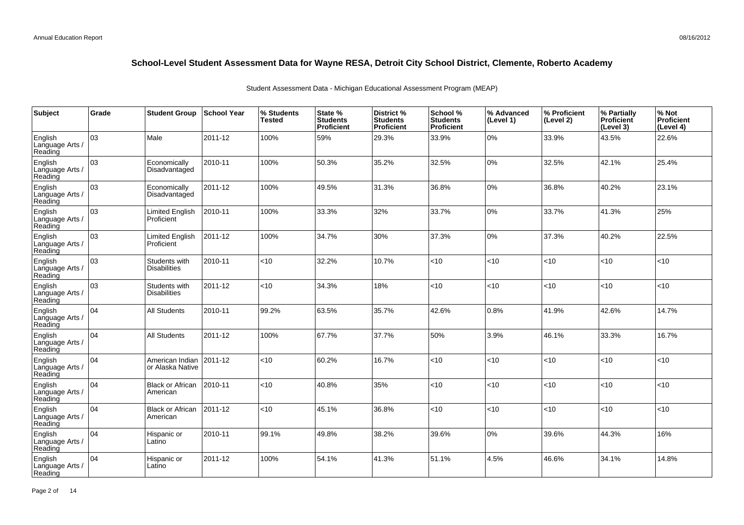## School-Level Student Assessment Data for Wayne RESA, Detroit City School District, Clemente, Roberto Academy

Student Assessment Data - Michigan Educational Assessment Program (MEAP)

| Subject | Grade | Student Group | School Year | % Students Tested | State % Students Proficient | District % Students Proficient | School % Students Proficient | % Advanced (Level 1) | % Proficient (Level 2) | % Partially Proficient (Level 3) | % Not Proficient (Level 4) |
|---|---|---|---|---|---|---|---|---|---|---|---|
| English Language Arts / Reading | 03 | Male | 2011-12 | 100% | 59% | 29.3% | 33.9% | 0% | 33.9% | 43.5% | 22.6% |
| English Language Arts / Reading | 03 | Economically Disadvantaged | 2010-11 | 100% | 50.3% | 35.2% | 32.5% | 0% | 32.5% | 42.1% | 25.4% |
| English Language Arts / Reading | 03 | Economically Disadvantaged | 2011-12 | 100% | 49.5% | 31.3% | 36.8% | 0% | 36.8% | 40.2% | 23.1% |
| English Language Arts / Reading | 03 | Limited English Proficient | 2010-11 | 100% | 33.3% | 32% | 33.7% | 0% | 33.7% | 41.3% | 25% |
| English Language Arts / Reading | 03 | Limited English Proficient | 2011-12 | 100% | 34.7% | 30% | 37.3% | 0% | 37.3% | 40.2% | 22.5% |
| English Language Arts / Reading | 03 | Students with Disabilities | 2010-11 | <10 | 32.2% | 10.7% | <10 | <10 | <10 | <10 | <10 |
| English Language Arts / Reading | 03 | Students with Disabilities | 2011-12 | <10 | 34.3% | 18% | <10 | <10 | <10 | <10 | <10 |
| English Language Arts / Reading | 04 | All Students | 2010-11 | 99.2% | 63.5% | 35.7% | 42.6% | 0.8% | 41.9% | 42.6% | 14.7% |
| English Language Arts / Reading | 04 | All Students | 2011-12 | 100% | 67.7% | 37.7% | 50% | 3.9% | 46.1% | 33.3% | 16.7% |
| English Language Arts / Reading | 04 | American Indian or Alaska Native | 2011-12 | <10 | 60.2% | 16.7% | <10 | <10 | <10 | <10 | <10 |
| English Language Arts / Reading | 04 | Black or African American | 2010-11 | <10 | 40.8% | 35% | <10 | <10 | <10 | <10 | <10 |
| English Language Arts / Reading | 04 | Black or African American | 2011-12 | <10 | 45.1% | 36.8% | <10 | <10 | <10 | <10 | <10 |
| English Language Arts / Reading | 04 | Hispanic or Latino | 2010-11 | 99.1% | 49.8% | 38.2% | 39.6% | 0% | 39.6% | 44.3% | 16% |
| English Language Arts / Reading | 04 | Hispanic or Latino | 2011-12 | 100% | 54.1% | 41.3% | 51.1% | 4.5% | 46.6% | 34.1% | 14.8% |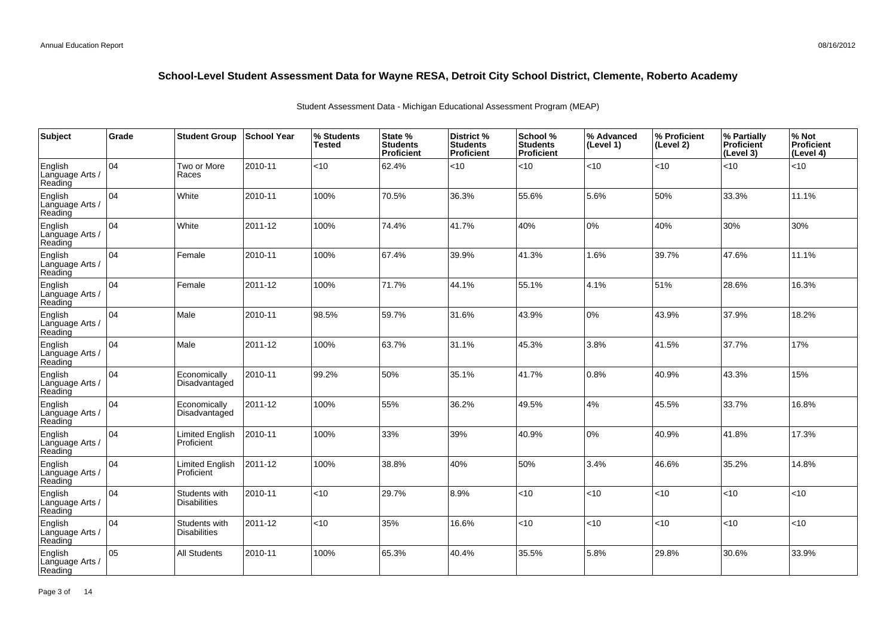## School-Level Student Assessment Data for Wayne RESA, Detroit City School District, Clemente, Roberto Academy

Student Assessment Data - Michigan Educational Assessment Program (MEAP)

| Subject | Grade | Student Group | School Year | % Students Tested | State % Students Proficient | District % Students Proficient | School % Students Proficient | % Advanced (Level 1) | % Proficient (Level 2) | % Partially Proficient (Level 3) | % Not Proficient (Level 4) |
|---|---|---|---|---|---|---|---|---|---|---|---|
| English Language Arts / Reading | 04 | Two or More Races | 2010-11 | <10 | 62.4% | <10 | <10 | <10 | <10 | <10 | <10 |
| English Language Arts / Reading | 04 | White | 2010-11 | 100% | 70.5% | 36.3% | 55.6% | 5.6% | 50% | 33.3% | 11.1% |
| English Language Arts / Reading | 04 | White | 2011-12 | 100% | 74.4% | 41.7% | 40% | 0% | 40% | 30% | 30% |
| English Language Arts / Reading | 04 | Female | 2010-11 | 100% | 67.4% | 39.9% | 41.3% | 1.6% | 39.7% | 47.6% | 11.1% |
| English Language Arts / Reading | 04 | Female | 2011-12 | 100% | 71.7% | 44.1% | 55.1% | 4.1% | 51% | 28.6% | 16.3% |
| English Language Arts / Reading | 04 | Male | 2010-11 | 98.5% | 59.7% | 31.6% | 43.9% | 0% | 43.9% | 37.9% | 18.2% |
| English Language Arts / Reading | 04 | Male | 2011-12 | 100% | 63.7% | 31.1% | 45.3% | 3.8% | 41.5% | 37.7% | 17% |
| English Language Arts / Reading | 04 | Economically Disadvantaged | 2010-11 | 99.2% | 50% | 35.1% | 41.7% | 0.8% | 40.9% | 43.3% | 15% |
| English Language Arts / Reading | 04 | Economically Disadvantaged | 2011-12 | 100% | 55% | 36.2% | 49.5% | 4% | 45.5% | 33.7% | 16.8% |
| English Language Arts / Reading | 04 | Limited English Proficient | 2010-11 | 100% | 33% | 39% | 40.9% | 0% | 40.9% | 41.8% | 17.3% |
| English Language Arts / Reading | 04 | Limited English Proficient | 2011-12 | 100% | 38.8% | 40% | 50% | 3.4% | 46.6% | 35.2% | 14.8% |
| English Language Arts / Reading | 04 | Students with Disabilities | 2010-11 | <10 | 29.7% | 8.9% | <10 | <10 | <10 | <10 | <10 |
| English Language Arts / Reading | 04 | Students with Disabilities | 2011-12 | <10 | 35% | 16.6% | <10 | <10 | <10 | <10 | <10 |
| English Language Arts / Reading | 05 | All Students | 2010-11 | 100% | 65.3% | 40.4% | 35.5% | 5.8% | 29.8% | 30.6% | 33.9% |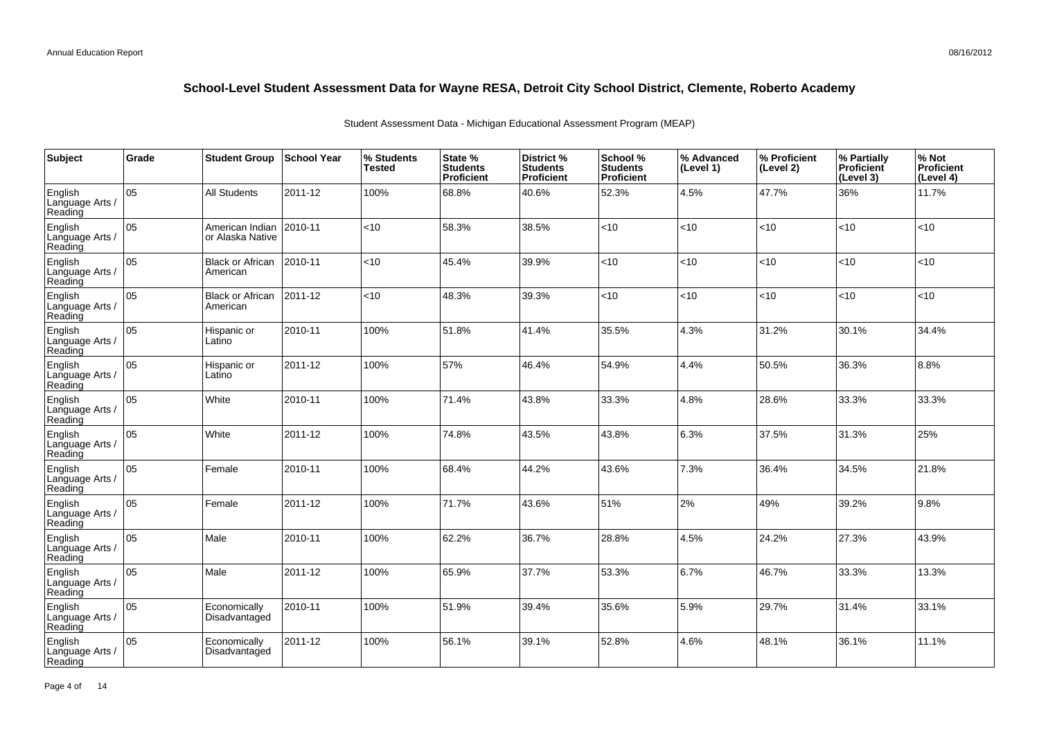## School-Level Student Assessment Data for Wayne RESA, Detroit City School District, Clemente, Roberto Academy

Student Assessment Data - Michigan Educational Assessment Program (MEAP)

| Subject | Grade | Student Group | School Year | % Students Tested | State % Students Proficient | District % Students Proficient | School % Students Proficient | % Advanced (Level 1) | % Proficient (Level 2) | % Partially Proficient (Level 3) | % Not Proficient (Level 4) |
|---|---|---|---|---|---|---|---|---|---|---|---|
| English Language Arts / Reading | 05 | All Students | 2011-12 | 100% | 68.8% | 40.6% | 52.3% | 4.5% | 47.7% | 36% | 11.7% |
| English Language Arts / Reading | 05 | American Indian or Alaska Native | 2010-11 | <10 | 58.3% | 38.5% | <10 | <10 | <10 | <10 | <10 |
| English Language Arts / Reading | 05 | Black or African American | 2010-11 | <10 | 45.4% | 39.9% | <10 | <10 | <10 | <10 | <10 |
| English Language Arts / Reading | 05 | Black or African American | 2011-12 | <10 | 48.3% | 39.3% | <10 | <10 | <10 | <10 | <10 |
| English Language Arts / Reading | 05 | Hispanic or Latino | 2010-11 | 100% | 51.8% | 41.4% | 35.5% | 4.3% | 31.2% | 30.1% | 34.4% |
| English Language Arts / Reading | 05 | Hispanic or Latino | 2011-12 | 100% | 57% | 46.4% | 54.9% | 4.4% | 50.5% | 36.3% | 8.8% |
| English Language Arts / Reading | 05 | White | 2010-11 | 100% | 71.4% | 43.8% | 33.3% | 4.8% | 28.6% | 33.3% | 33.3% |
| English Language Arts / Reading | 05 | White | 2011-12 | 100% | 74.8% | 43.5% | 43.8% | 6.3% | 37.5% | 31.3% | 25% |
| English Language Arts / Reading | 05 | Female | 2010-11 | 100% | 68.4% | 44.2% | 43.6% | 7.3% | 36.4% | 34.5% | 21.8% |
| English Language Arts / Reading | 05 | Female | 2011-12 | 100% | 71.7% | 43.6% | 51% | 2% | 49% | 39.2% | 9.8% |
| English Language Arts / Reading | 05 | Male | 2010-11 | 100% | 62.2% | 36.7% | 28.8% | 4.5% | 24.2% | 27.3% | 43.9% |
| English Language Arts / Reading | 05 | Male | 2011-12 | 100% | 65.9% | 37.7% | 53.3% | 6.7% | 46.7% | 33.3% | 13.3% |
| English Language Arts / Reading | 05 | Economically Disadvantaged | 2010-11 | 100% | 51.9% | 39.4% | 35.6% | 5.9% | 29.7% | 31.4% | 33.1% |
| English Language Arts / Reading | 05 | Economically Disadvantaged | 2011-12 | 100% | 56.1% | 39.1% | 52.8% | 4.6% | 48.1% | 36.1% | 11.1% |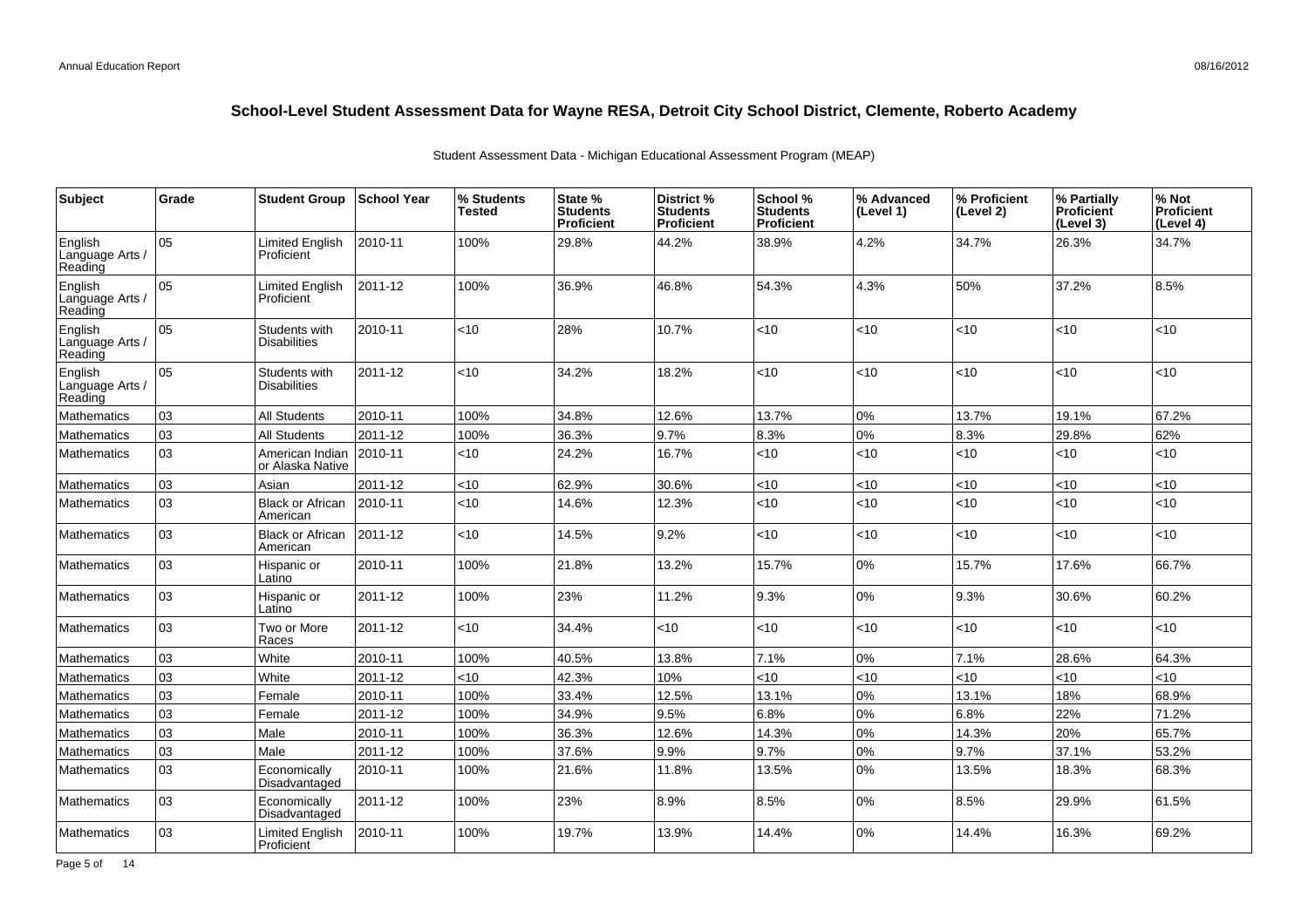# School-Level Student Assessment Data for Wayne RESA, Detroit City School District, Clemente, Roberto Academy

Student Assessment Data - Michigan Educational Assessment Program (MEAP)

| Subject | Grade | Student Group | School Year | % Students Tested | State % Students Proficient | District % Students Proficient | School % Students Proficient | % Advanced (Level 1) | % Proficient (Level 2) | % Partially Proficient (Level 3) | % Not Proficient (Level 4) |
|---|---|---|---|---|---|---|---|---|---|---|---|
| English Language Arts / Reading | 05 | Limited English Proficient | 2010-11 | 100% | 29.8% | 44.2% | 38.9% | 4.2% | 34.7% | 26.3% | 34.7% |
| English Language Arts / Reading | 05 | Limited English Proficient | 2011-12 | 100% | 36.9% | 46.8% | 54.3% | 4.3% | 50% | 37.2% | 8.5% |
| English Language Arts / Reading | 05 | Students with Disabilities | 2010-11 | <10 | 28% | 10.7% | <10 | <10 | <10 | <10 | <10 |
| English Language Arts / Reading | 05 | Students with Disabilities | 2011-12 | <10 | 34.2% | 18.2% | <10 | <10 | <10 | <10 | <10 |
| Mathematics | 03 | All Students | 2010-11 | 100% | 34.8% | 12.6% | 13.7% | 0% | 13.7% | 19.1% | 67.2% |
| Mathematics | 03 | All Students | 2011-12 | 100% | 36.3% | 9.7% | 8.3% | 0% | 8.3% | 29.8% | 62% |
| Mathematics | 03 | American Indian or Alaska Native | 2010-11 | <10 | 24.2% | 16.7% | <10 | <10 | <10 | <10 | <10 |
| Mathematics | 03 | Asian | 2011-12 | <10 | 62.9% | 30.6% | <10 | <10 | <10 | <10 | <10 |
| Mathematics | 03 | Black or African American | 2010-11 | <10 | 14.6% | 12.3% | <10 | <10 | <10 | <10 | <10 |
| Mathematics | 03 | Black or African American | 2011-12 | <10 | 14.5% | 9.2% | <10 | <10 | <10 | <10 | <10 |
| Mathematics | 03 | Hispanic or Latino | 2010-11 | 100% | 21.8% | 13.2% | 15.7% | 0% | 15.7% | 17.6% | 66.7% |
| Mathematics | 03 | Hispanic or Latino | 2011-12 | 100% | 23% | 11.2% | 9.3% | 0% | 9.3% | 30.6% | 60.2% |
| Mathematics | 03 | Two or More Races | 2011-12 | <10 | 34.4% | <10 | <10 | <10 | <10 | <10 | <10 |
| Mathematics | 03 | White | 2010-11 | 100% | 40.5% | 13.8% | 7.1% | 0% | 7.1% | 28.6% | 64.3% |
| Mathematics | 03 | White | 2011-12 | <10 | 42.3% | 10% | <10 | <10 | <10 | <10 | <10 |
| Mathematics | 03 | Female | 2010-11 | 100% | 33.4% | 12.5% | 13.1% | 0% | 13.1% | 18% | 68.9% |
| Mathematics | 03 | Female | 2011-12 | 100% | 34.9% | 9.5% | 6.8% | 0% | 6.8% | 22% | 71.2% |
| Mathematics | 03 | Male | 2010-11 | 100% | 36.3% | 12.6% | 14.3% | 0% | 14.3% | 20% | 65.7% |
| Mathematics | 03 | Male | 2011-12 | 100% | 37.6% | 9.9% | 9.7% | 0% | 9.7% | 37.1% | 53.2% |
| Mathematics | 03 | Economically Disadvantaged | 2010-11 | 100% | 21.6% | 11.8% | 13.5% | 0% | 13.5% | 18.3% | 68.3% |
| Mathematics | 03 | Economically Disadvantaged | 2011-12 | 100% | 23% | 8.9% | 8.5% | 0% | 8.5% | 29.9% | 61.5% |
| Mathematics | 03 | Limited English Proficient | 2010-11 | 100% | 19.7% | 13.9% | 14.4% | 0% | 14.4% | 16.3% | 69.2% |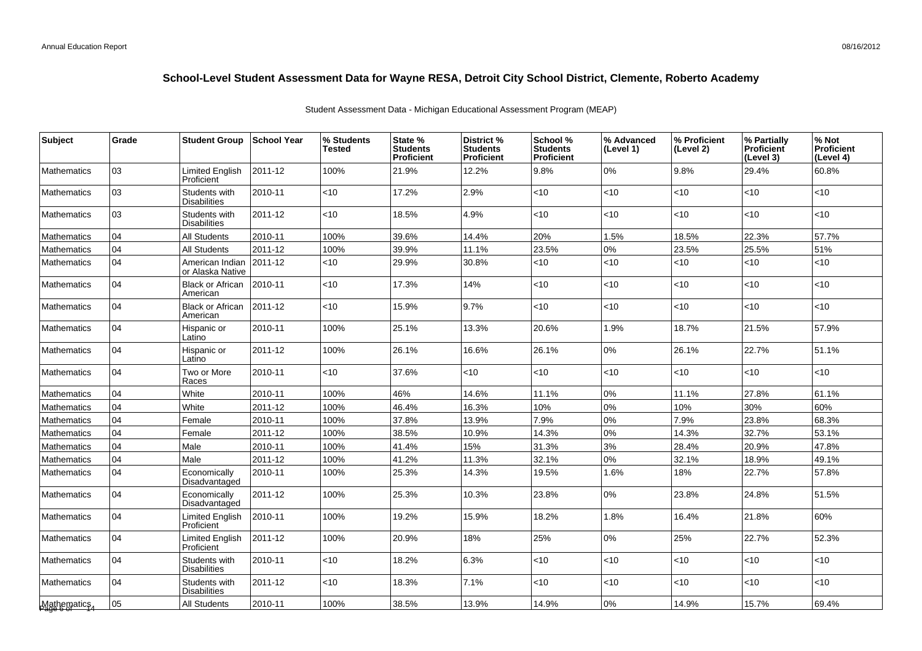## School-Level Student Assessment Data for Wayne RESA, Detroit City School District, Clemente, Roberto Academy

Student Assessment Data - Michigan Educational Assessment Program (MEAP)

| Subject | Grade | Student Group | School Year | % Students Tested | State % Students Proficient | District % Students Proficient | School % Students Proficient | % Advanced (Level 1) | % Proficient (Level 2) | % Partially Proficient (Level 3) | % Not Proficient (Level 4) |
|---|---|---|---|---|---|---|---|---|---|---|---|
| Mathematics | 03 | Limited English Proficient | 2011-12 | 100% | 21.9% | 12.2% | 9.8% | 0% | 9.8% | 29.4% | 60.8% |
| Mathematics | 03 | Students with Disabilities | 2010-11 | <10 | 17.2% | 2.9% | <10 | <10 | <10 | <10 | <10 |
| Mathematics | 03 | Students with Disabilities | 2011-12 | <10 | 18.5% | 4.9% | <10 | <10 | <10 | <10 | <10 |
| Mathematics | 04 | All Students | 2010-11 | 100% | 39.6% | 14.4% | 20% | 1.5% | 18.5% | 22.3% | 57.7% |
| Mathematics | 04 | All Students | 2011-12 | 100% | 39.9% | 11.1% | 23.5% | 0% | 23.5% | 25.5% | 51% |
| Mathematics | 04 | American Indian or Alaska Native | 2011-12 | <10 | 29.9% | 30.8% | <10 | <10 | <10 | <10 | <10 |
| Mathematics | 04 | Black or African American | 2010-11 | <10 | 17.3% | 14% | <10 | <10 | <10 | <10 | <10 |
| Mathematics | 04 | Black or African American | 2011-12 | <10 | 15.9% | 9.7% | <10 | <10 | <10 | <10 | <10 |
| Mathematics | 04 | Hispanic or Latino | 2010-11 | 100% | 25.1% | 13.3% | 20.6% | 1.9% | 18.7% | 21.5% | 57.9% |
| Mathematics | 04 | Hispanic or Latino | 2011-12 | 100% | 26.1% | 16.6% | 26.1% | 0% | 26.1% | 22.7% | 51.1% |
| Mathematics | 04 | Two or More Races | 2010-11 | <10 | 37.6% | <10 | <10 | <10 | <10 | <10 | <10 |
| Mathematics | 04 | White | 2010-11 | 100% | 46% | 14.6% | 11.1% | 0% | 11.1% | 27.8% | 61.1% |
| Mathematics | 04 | White | 2011-12 | 100% | 46.4% | 16.3% | 10% | 0% | 10% | 30% | 60% |
| Mathematics | 04 | Female | 2010-11 | 100% | 37.8% | 13.9% | 7.9% | 0% | 7.9% | 23.8% | 68.3% |
| Mathematics | 04 | Female | 2011-12 | 100% | 38.5% | 10.9% | 14.3% | 0% | 14.3% | 32.7% | 53.1% |
| Mathematics | 04 | Male | 2010-11 | 100% | 41.4% | 15% | 31.3% | 3% | 28.4% | 20.9% | 47.8% |
| Mathematics | 04 | Male | 2011-12 | 100% | 41.2% | 11.3% | 32.1% | 0% | 32.1% | 18.9% | 49.1% |
| Mathematics | 04 | Economically Disadvantaged | 2010-11 | 100% | 25.3% | 14.3% | 19.5% | 1.6% | 18% | 22.7% | 57.8% |
| Mathematics | 04 | Economically Disadvantaged | 2011-12 | 100% | 25.3% | 10.3% | 23.8% | 0% | 23.8% | 24.8% | 51.5% |
| Mathematics | 04 | Limited English Proficient | 2010-11 | 100% | 19.2% | 15.9% | 18.2% | 1.8% | 16.4% | 21.8% | 60% |
| Mathematics | 04 | Limited English Proficient | 2011-12 | 100% | 20.9% | 18% | 25% | 0% | 25% | 22.7% | 52.3% |
| Mathematics | 04 | Students with Disabilities | 2010-11 | <10 | 18.2% | 6.3% | <10 | <10 | <10 | <10 | <10 |
| Mathematics | 04 | Students with Disabilities | 2011-12 | <10 | 18.3% | 7.1% | <10 | <10 | <10 | <10 | <10 |
| Mathematics | 05 | All Students | 2010-11 | 100% | 38.5% | 13.9% | 14.9% | 0% | 14.9% | 15.7% | 69.4% |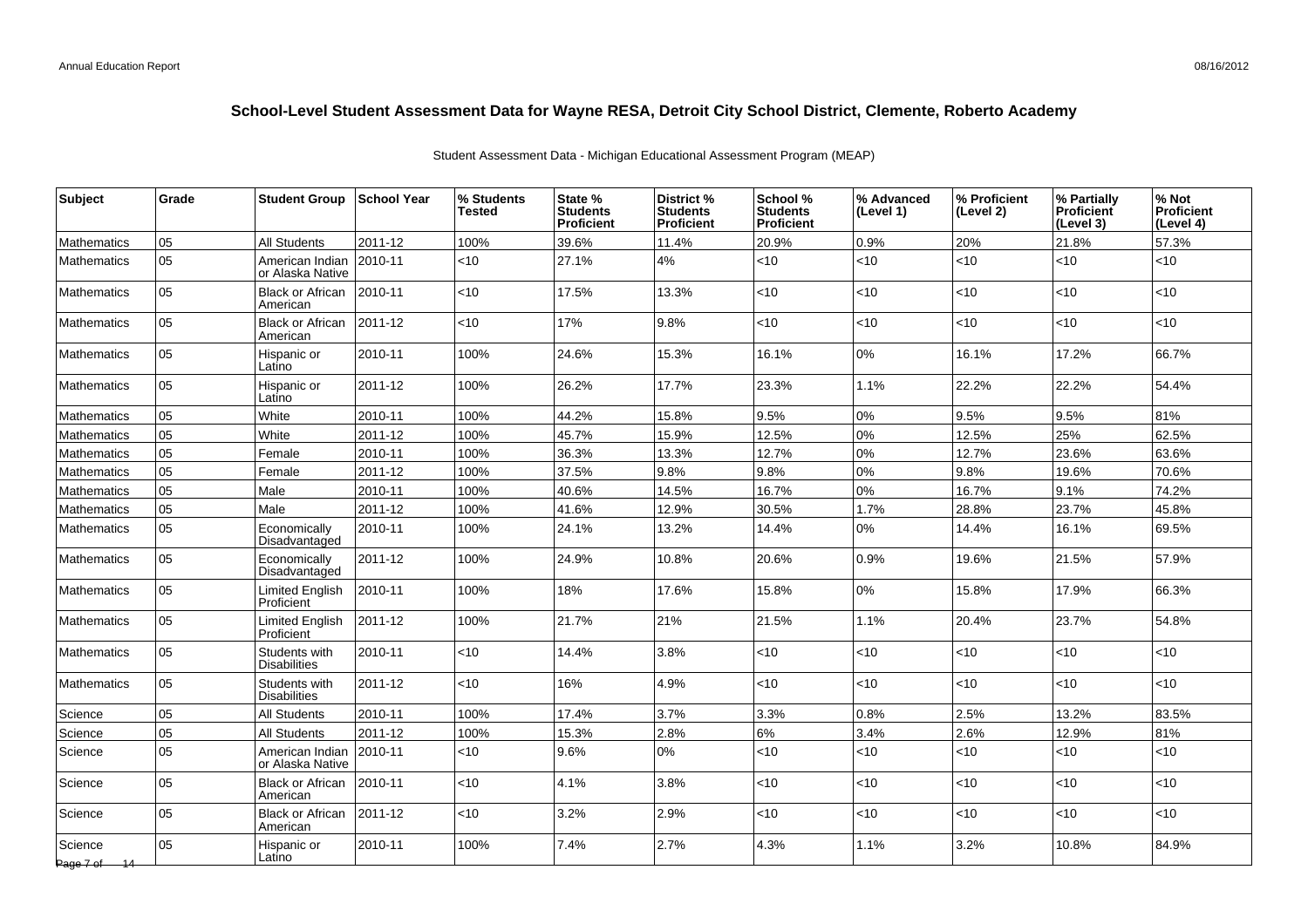## School-Level Student Assessment Data for Wayne RESA, Detroit City School District, Clemente, Roberto Academy

Student Assessment Data - Michigan Educational Assessment Program (MEAP)

| Subject | Grade | Student Group | School Year | % Students Tested | State % Students Proficient | District % Students Proficient | School % Students Proficient | % Advanced (Level 1) | % Proficient (Level 2) | % Partially Proficient (Level 3) | % Not Proficient (Level 4) |
|---|---|---|---|---|---|---|---|---|---|---|---|
| Mathematics | 05 | All Students | 2011-12 | 100% | 39.6% | 11.4% | 20.9% | 0.9% | 20% | 21.8% | 57.3% |
| Mathematics | 05 | American Indian or Alaska Native | 2010-11 | <10 | 27.1% | 4% | <10 | <10 | <10 | <10 | <10 |
| Mathematics | 05 | Black or African American | 2010-11 | <10 | 17.5% | 13.3% | <10 | <10 | <10 | <10 | <10 |
| Mathematics | 05 | Black or African American | 2011-12 | <10 | 17% | 9.8% | <10 | <10 | <10 | <10 | <10 |
| Mathematics | 05 | Hispanic or Latino | 2010-11 | 100% | 24.6% | 15.3% | 16.1% | 0% | 16.1% | 17.2% | 66.7% |
| Mathematics | 05 | Hispanic or Latino | 2011-12 | 100% | 26.2% | 17.7% | 23.3% | 1.1% | 22.2% | 22.2% | 54.4% |
| Mathematics | 05 | White | 2010-11 | 100% | 44.2% | 15.8% | 9.5% | 0% | 9.5% | 9.5% | 81% |
| Mathematics | 05 | White | 2011-12 | 100% | 45.7% | 15.9% | 12.5% | 0% | 12.5% | 25% | 62.5% |
| Mathematics | 05 | Female | 2010-11 | 100% | 36.3% | 13.3% | 12.7% | 0% | 12.7% | 23.6% | 63.6% |
| Mathematics | 05 | Female | 2011-12 | 100% | 37.5% | 9.8% | 9.8% | 0% | 9.8% | 19.6% | 70.6% |
| Mathematics | 05 | Male | 2010-11 | 100% | 40.6% | 14.5% | 16.7% | 0% | 16.7% | 9.1% | 74.2% |
| Mathematics | 05 | Male | 2011-12 | 100% | 41.6% | 12.9% | 30.5% | 1.7% | 28.8% | 23.7% | 45.8% |
| Mathematics | 05 | Economically Disadvantaged | 2010-11 | 100% | 24.1% | 13.2% | 14.4% | 0% | 14.4% | 16.1% | 69.5% |
| Mathematics | 05 | Economically Disadvantaged | 2011-12 | 100% | 24.9% | 10.8% | 20.6% | 0.9% | 19.6% | 21.5% | 57.9% |
| Mathematics | 05 | Limited English Proficient | 2010-11 | 100% | 18% | 17.6% | 15.8% | 0% | 15.8% | 17.9% | 66.3% |
| Mathematics | 05 | Limited English Proficient | 2011-12 | 100% | 21.7% | 21% | 21.5% | 1.1% | 20.4% | 23.7% | 54.8% |
| Mathematics | 05 | Students with Disabilities | 2010-11 | <10 | 14.4% | 3.8% | <10 | <10 | <10 | <10 | <10 |
| Mathematics | 05 | Students with Disabilities | 2011-12 | <10 | 16% | 4.9% | <10 | <10 | <10 | <10 | <10 |
| Science | 05 | All Students | 2010-11 | 100% | 17.4% | 3.7% | 3.3% | 0.8% | 2.5% | 13.2% | 83.5% |
| Science | 05 | All Students | 2011-12 | 100% | 15.3% | 2.8% | 6% | 3.4% | 2.6% | 12.9% | 81% |
| Science | 05 | American Indian or Alaska Native | 2010-11 | <10 | 9.6% | 0% | <10 | <10 | <10 | <10 | <10 |
| Science | 05 | Black or African American | 2010-11 | <10 | 4.1% | 3.8% | <10 | <10 | <10 | <10 | <10 |
| Science | 05 | Black or African American | 2011-12 | <10 | 3.2% | 2.9% | <10 | <10 | <10 | <10 | <10 |
| Science | 05 | Hispanic or Latino | 2010-11 | 100% | 7.4% | 2.7% | 4.3% | 1.1% | 3.2% | 10.8% | 84.9% |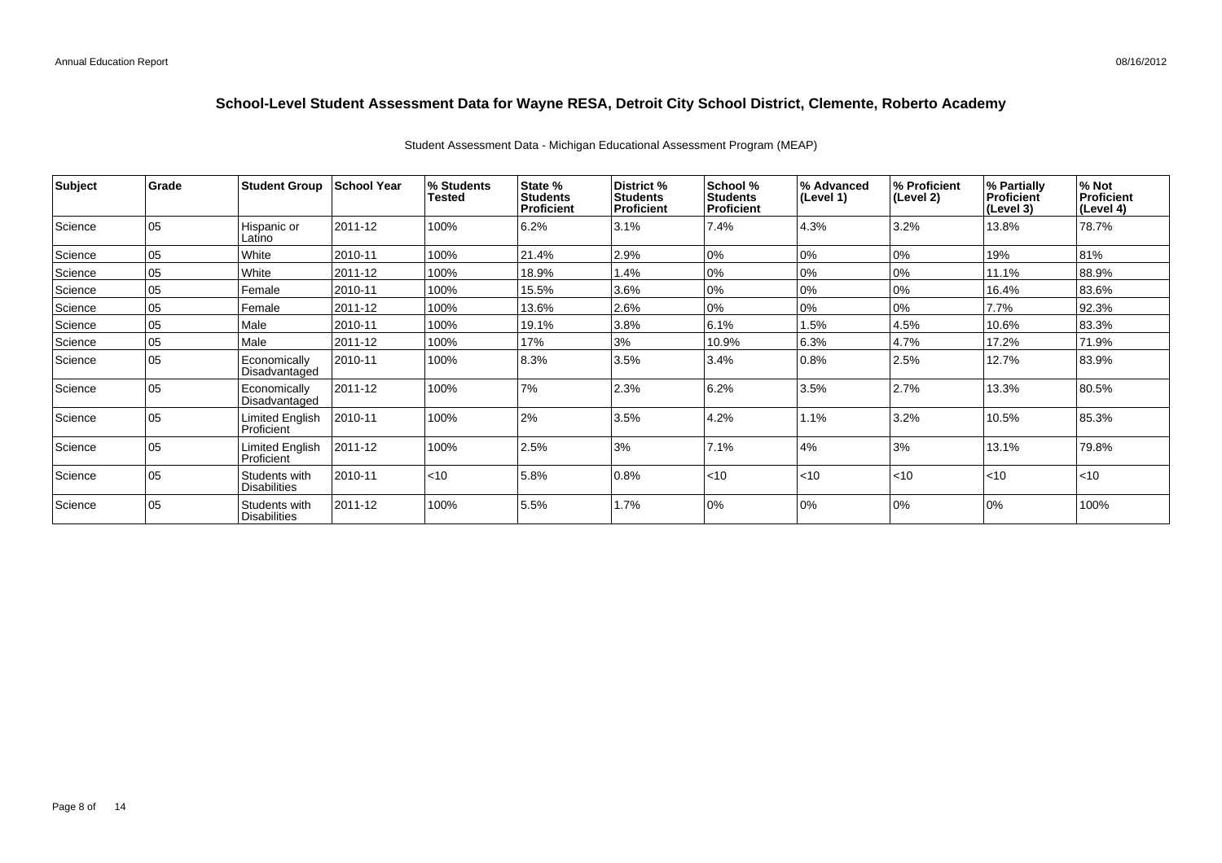# School-Level Student Assessment Data for Wayne RESA, Detroit City School District, Clemente, Roberto Academy

Student Assessment Data - Michigan Educational Assessment Program (MEAP)

| Subject | Grade | Student Group | School Year | % Students Tested | State % Students Proficient | District % Students Proficient | School % Students Proficient | % Advanced (Level 1) | % Proficient (Level 2) | % Partially Proficient (Level 3) | % Not Proficient (Level 4) |
|---|---|---|---|---|---|---|---|---|---|---|---|
| Science | 05 | Hispanic or Latino | 2011-12 | 100% | 6.2% | 3.1% | 7.4% | 4.3% | 3.2% | 13.8% | 78.7% |
| Science | 05 | White | 2010-11 | 100% | 21.4% | 2.9% | 0% | 0% | 0% | 19% | 81% |
| Science | 05 | White | 2011-12 | 100% | 18.9% | 1.4% | 0% | 0% | 0% | 11.1% | 88.9% |
| Science | 05 | Female | 2010-11 | 100% | 15.5% | 3.6% | 0% | 0% | 0% | 16.4% | 83.6% |
| Science | 05 | Female | 2011-12 | 100% | 13.6% | 2.6% | 0% | 0% | 0% | 7.7% | 92.3% |
| Science | 05 | Male | 2010-11 | 100% | 19.1% | 3.8% | 6.1% | 1.5% | 4.5% | 10.6% | 83.3% |
| Science | 05 | Male | 2011-12 | 100% | 17% | 3% | 10.9% | 6.3% | 4.7% | 17.2% | 71.9% |
| Science | 05 | Economically Disadvantaged | 2010-11 | 100% | 8.3% | 3.5% | 3.4% | 0.8% | 2.5% | 12.7% | 83.9% |
| Science | 05 | Economically Disadvantaged | 2011-12 | 100% | 7% | 2.3% | 6.2% | 3.5% | 2.7% | 13.3% | 80.5% |
| Science | 05 | Limited English Proficient | 2010-11 | 100% | 2% | 3.5% | 4.2% | 1.1% | 3.2% | 10.5% | 85.3% |
| Science | 05 | Limited English Proficient | 2011-12 | 100% | 2.5% | 3% | 7.1% | 4% | 3% | 13.1% | 79.8% |
| Science | 05 | Students with Disabilities | 2010-11 | <10 | 5.8% | 0.8% | <10 | <10 | <10 | <10 | <10 |
| Science | 05 | Students with Disabilities | 2011-12 | 100% | 5.5% | 1.7% | 0% | 0% | 0% | 0% | 100% |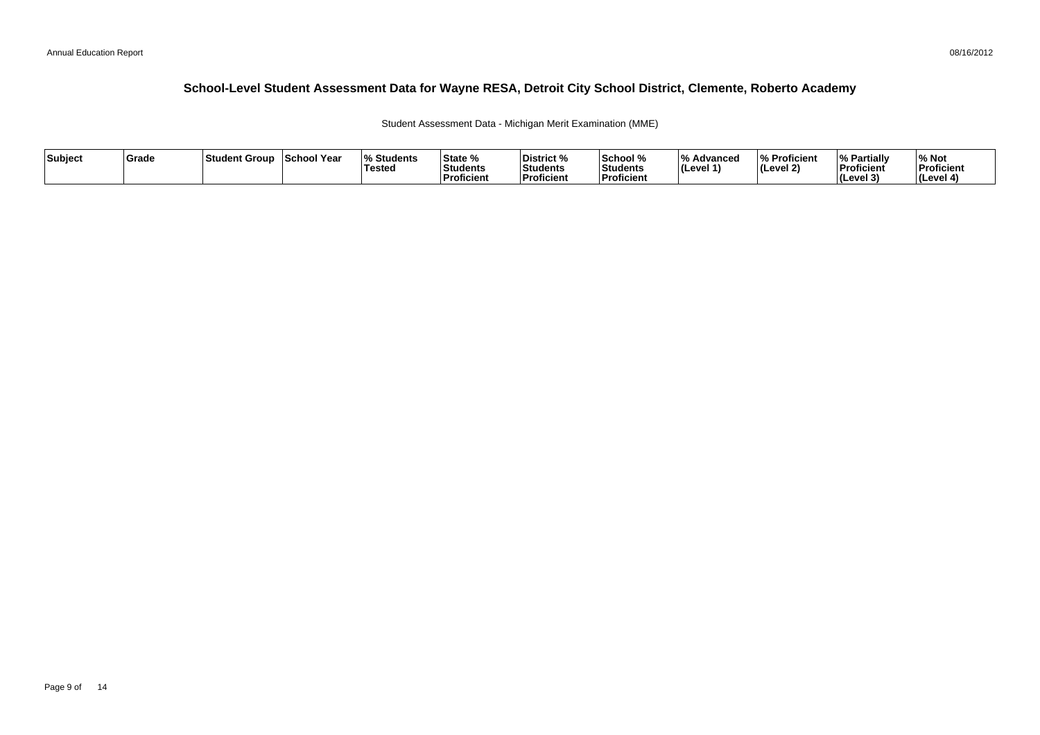# School-Level Student Assessment Data for Wayne RESA, Detroit City School District, Clemente, Roberto Academy

Student Assessment Data - Michigan Merit Examination (MME)

| Subject | Grade | Student Group | School Year | % Students Tested | State % Students Proficient | District % Students Proficient | School % Students Proficient | % Advanced (Level 1) | % Proficient (Level 2) | % Partially Proficient (Level 3) | % Not Proficient (Level 4) |
|---|---|---|---|---|---|---|---|---|---|---|---|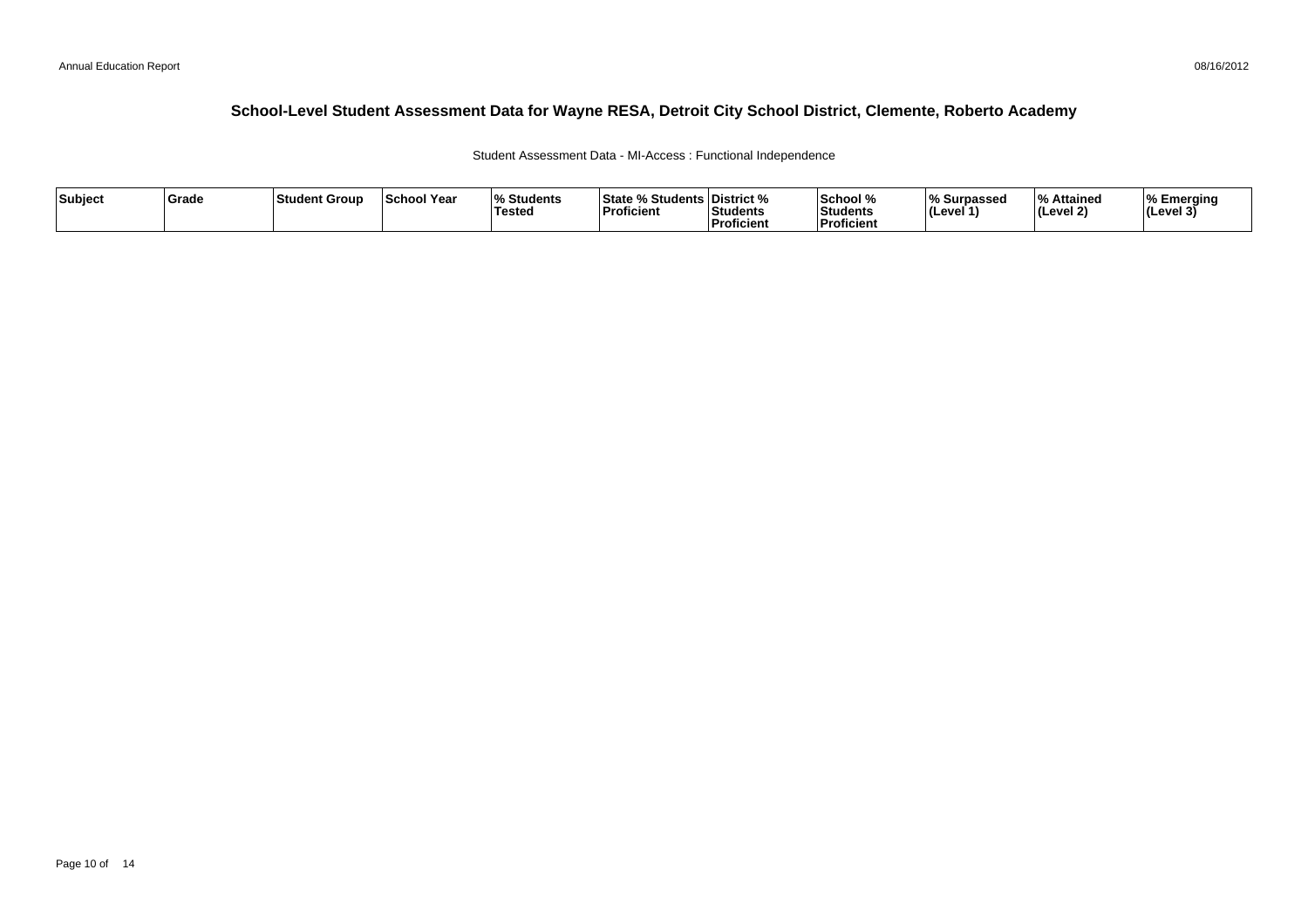# School-Level Student Assessment Data for Wayne RESA, Detroit City School District, Clemente, Roberto Academy

Student Assessment Data - MI-Access : Functional Independence

| Subject | Grade | Student Group | School Year | % Students Tested | State % Students Proficient | District % Students Proficient | School % Students Proficient | % Surpassed (Level 1) | % Attained (Level 2) | % Emerging (Level 3) |
|---|---|---|---|---|---|---|---|---|---|---|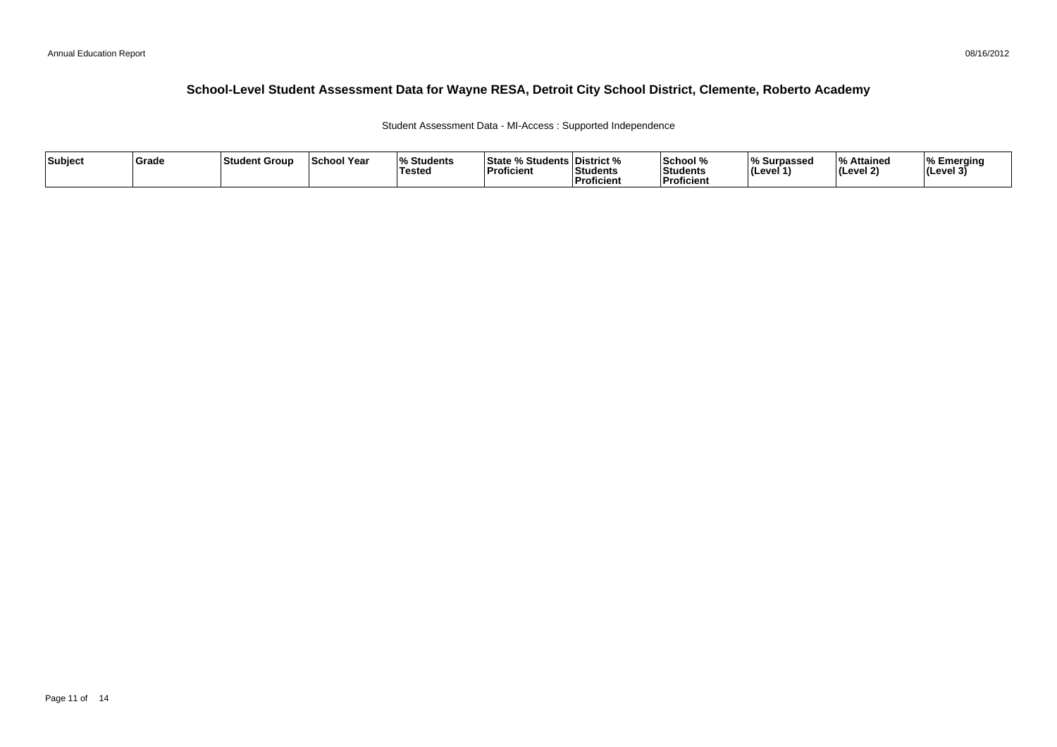# School-Level Student Assessment Data for Wayne RESA, Detroit City School District, Clemente, Roberto Academy

Student Assessment Data - MI-Access : Supported Independence

| Subject | Grade | Student Group | School Year | % Students Tested | State % Students Proficient | District % Students Proficient | School % Students Proficient | % Surpassed (Level 1) | % Attained (Level 2) | % Emerging (Level 3) |
|---|---|---|---|---|---|---|---|---|---|---|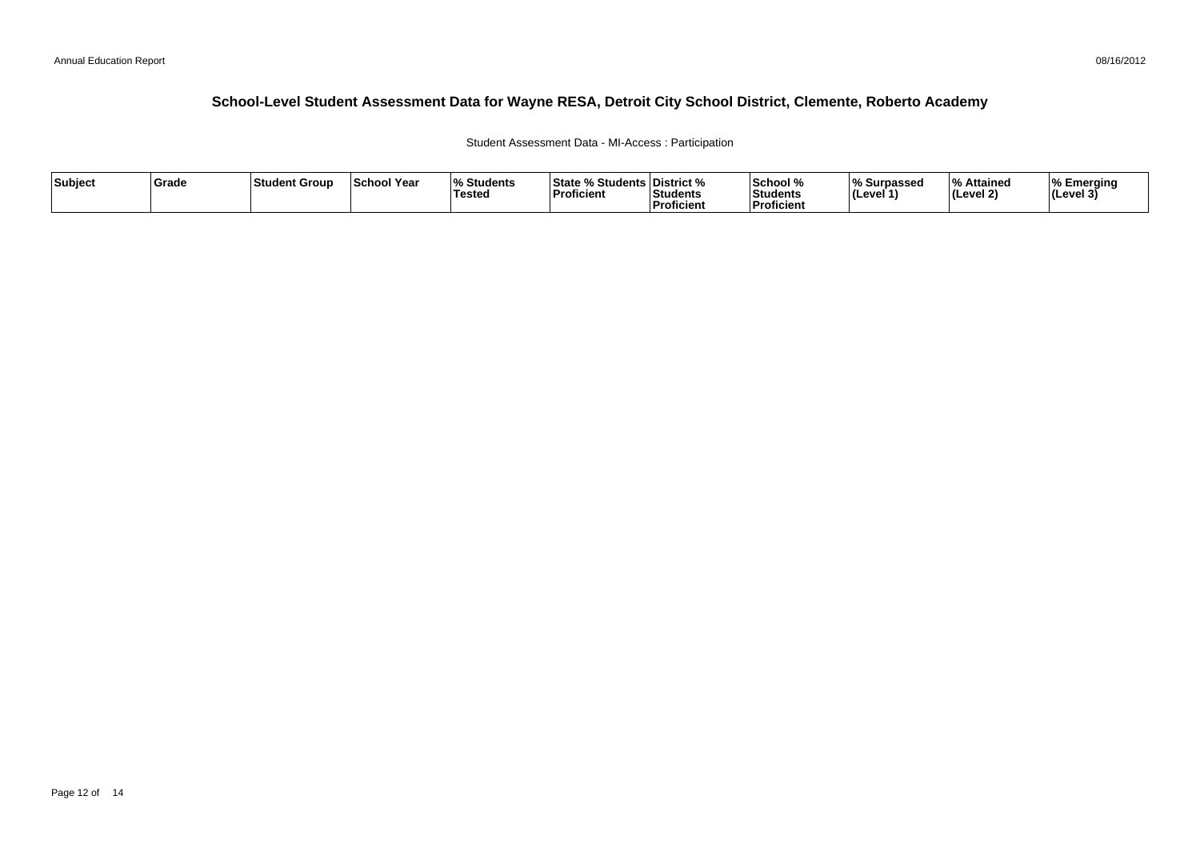## School-Level Student Assessment Data for Wayne RESA, Detroit City School District, Clemente, Roberto Academy

Student Assessment Data - MI-Access : Participation

| Subject | Grade | Student Group | School Year | % Students Tested | State % Students Proficient | District % Students Proficient | School % Students Proficient | % Surpassed (Level 1) | % Attained (Level 2) | % Emerging (Level 3) |
|---|---|---|---|---|---|---|---|---|---|---|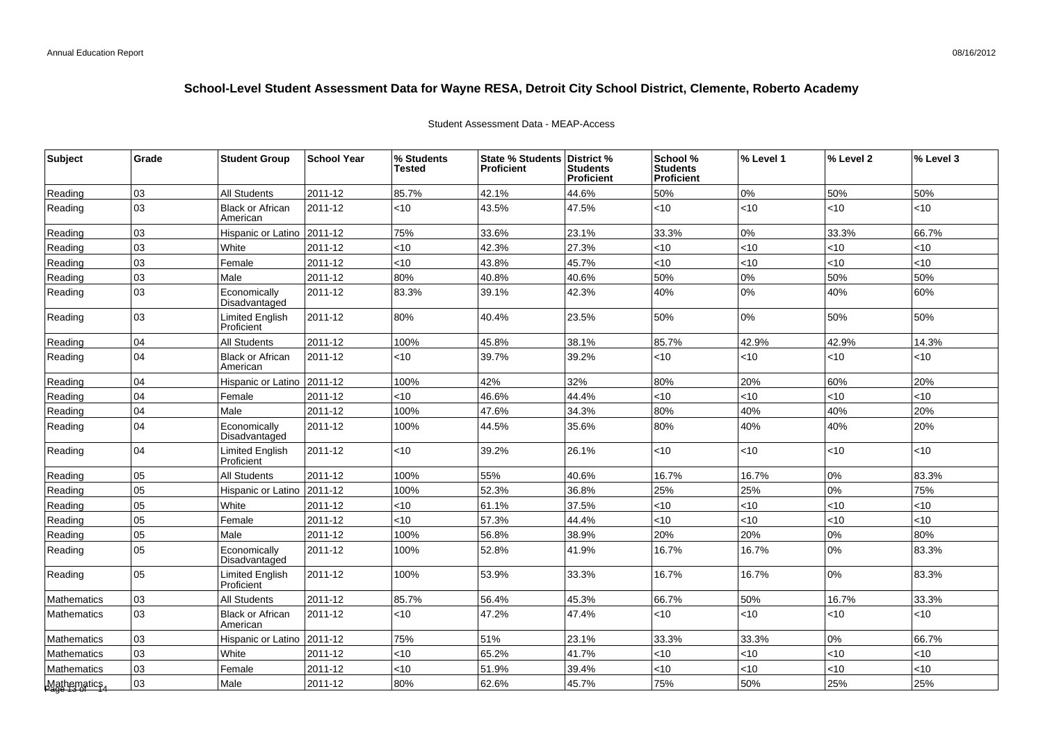## School-Level Student Assessment Data for Wayne RESA, Detroit City School District, Clemente, Roberto Academy

Student Assessment Data - MEAP-Access

| Subject | Grade | Student Group | School Year | % Students Tested | State % Students Proficient | District % Students Proficient | School % Students Proficient | % Level 1 | % Level 2 | % Level 3 |
|---|---|---|---|---|---|---|---|---|---|---|
| Reading | 03 | All Students | 2011-12 | 85.7% | 42.1% | 44.6% | 50% | 0% | 50% | 50% |
| Reading | 03 | Black or African American | 2011-12 | <10 | 43.5% | 47.5% | <10 | <10 | <10 | <10 |
| Reading | 03 | Hispanic or Latino | 2011-12 | 75% | 33.6% | 23.1% | 33.3% | 0% | 33.3% | 66.7% |
| Reading | 03 | White | 2011-12 | <10 | 42.3% | 27.3% | <10 | <10 | <10 | <10 |
| Reading | 03 | Female | 2011-12 | <10 | 43.8% | 45.7% | <10 | <10 | <10 | <10 |
| Reading | 03 | Male | 2011-12 | 80% | 40.8% | 40.6% | 50% | 0% | 50% | 50% |
| Reading | 03 | Economically Disadvantaged | 2011-12 | 83.3% | 39.1% | 42.3% | 40% | 0% | 40% | 60% |
| Reading | 03 | Limited English Proficient | 2011-12 | 80% | 40.4% | 23.5% | 50% | 0% | 50% | 50% |
| Reading | 04 | All Students | 2011-12 | 100% | 45.8% | 38.1% | 85.7% | 42.9% | 42.9% | 14.3% |
| Reading | 04 | Black or African American | 2011-12 | <10 | 39.7% | 39.2% | <10 | <10 | <10 | <10 |
| Reading | 04 | Hispanic or Latino | 2011-12 | 100% | 42% | 32% | 80% | 20% | 60% | 20% |
| Reading | 04 | Female | 2011-12 | <10 | 46.6% | 44.4% | <10 | <10 | <10 | <10 |
| Reading | 04 | Male | 2011-12 | 100% | 47.6% | 34.3% | 80% | 40% | 40% | 20% |
| Reading | 04 | Economically Disadvantaged | 2011-12 | 100% | 44.5% | 35.6% | 80% | 40% | 40% | 20% |
| Reading | 04 | Limited English Proficient | 2011-12 | <10 | 39.2% | 26.1% | <10 | <10 | <10 | <10 |
| Reading | 05 | All Students | 2011-12 | 100% | 55% | 40.6% | 16.7% | 16.7% | 0% | 83.3% |
| Reading | 05 | Hispanic or Latino | 2011-12 | 100% | 52.3% | 36.8% | 25% | 25% | 0% | 75% |
| Reading | 05 | White | 2011-12 | <10 | 61.1% | 37.5% | <10 | <10 | <10 | <10 |
| Reading | 05 | Female | 2011-12 | <10 | 57.3% | 44.4% | <10 | <10 | <10 | <10 |
| Reading | 05 | Male | 2011-12 | 100% | 56.8% | 38.9% | 20% | 20% | 0% | 80% |
| Reading | 05 | Economically Disadvantaged | 2011-12 | 100% | 52.8% | 41.9% | 16.7% | 16.7% | 0% | 83.3% |
| Reading | 05 | Limited English Proficient | 2011-12 | 100% | 53.9% | 33.3% | 16.7% | 16.7% | 0% | 83.3% |
| Mathematics | 03 | All Students | 2011-12 | 85.7% | 56.4% | 45.3% | 66.7% | 50% | 16.7% | 33.3% |
| Mathematics | 03 | Black or African American | 2011-12 | <10 | 47.2% | 47.4% | <10 | <10 | <10 | <10 |
| Mathematics | 03 | Hispanic or Latino | 2011-12 | 75% | 51% | 23.1% | 33.3% | 33.3% | 0% | 66.7% |
| Mathematics | 03 | White | 2011-12 | <10 | 65.2% | 41.7% | <10 | <10 | <10 | <10 |
| Mathematics | 03 | Female | 2011-12 | <10 | 51.9% | 39.4% | <10 | <10 | <10 | <10 |
| Mathematics | 03 | Male | 2011-12 | 80% | 62.6% | 45.7% | 75% | 50% | 25% | 25% |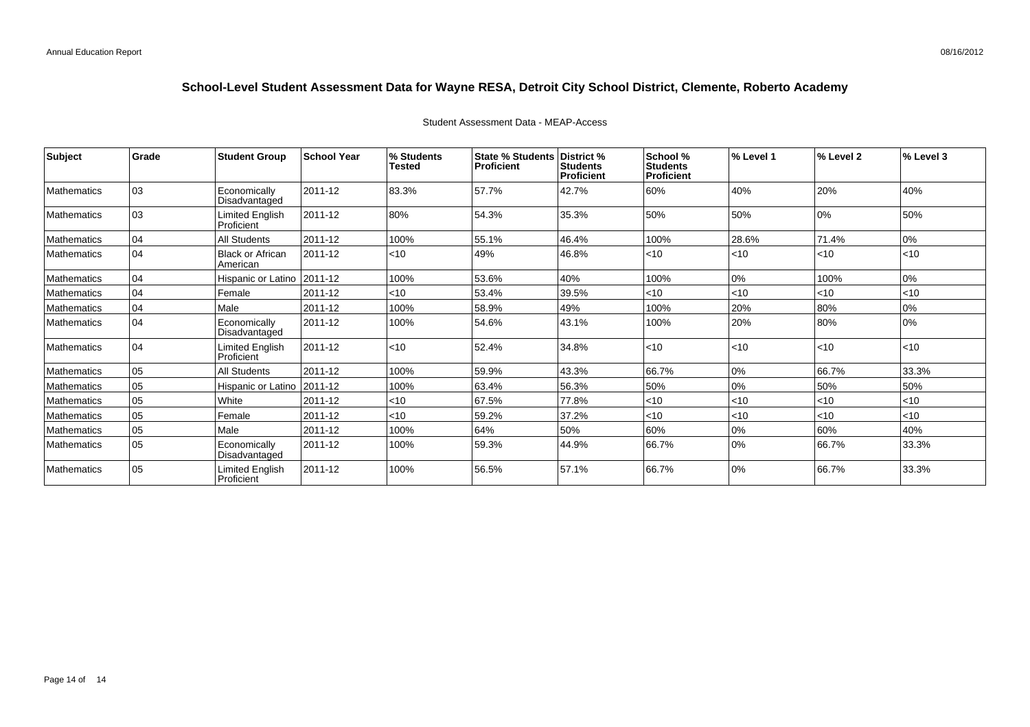# School-Level Student Assessment Data for Wayne RESA, Detroit City School District, Clemente, Roberto Academy

Student Assessment Data - MEAP-Access

| Subject | Grade | Student Group | School Year | % Students Tested | State % Students Proficient | District % Students Proficient | School % Students Proficient | % Level 1 | % Level 2 | % Level 3 |
|---|---|---|---|---|---|---|---|---|---|---|
| Mathematics | 03 | Economically Disadvantaged | 2011-12 | 83.3% | 57.7% | 42.7% | 60% | 40% | 20% | 40% |
| Mathematics | 03 | Limited English Proficient | 2011-12 | 80% | 54.3% | 35.3% | 50% | 50% | 0% | 50% |
| Mathematics | 04 | All Students | 2011-12 | 100% | 55.1% | 46.4% | 100% | 28.6% | 71.4% | 0% |
| Mathematics | 04 | Black or African American | 2011-12 | <10 | 49% | 46.8% | <10 | <10 | <10 | <10 |
| Mathematics | 04 | Hispanic or Latino | 2011-12 | 100% | 53.6% | 40% | 100% | 0% | 100% | 0% |
| Mathematics | 04 | Female | 2011-12 | <10 | 53.4% | 39.5% | <10 | <10 | <10 | <10 |
| Mathematics | 04 | Male | 2011-12 | 100% | 58.9% | 49% | 100% | 20% | 80% | 0% |
| Mathematics | 04 | Economically Disadvantaged | 2011-12 | 100% | 54.6% | 43.1% | 100% | 20% | 80% | 0% |
| Mathematics | 04 | Limited English Proficient | 2011-12 | <10 | 52.4% | 34.8% | <10 | <10 | <10 | <10 |
| Mathematics | 05 | All Students | 2011-12 | 100% | 59.9% | 43.3% | 66.7% | 0% | 66.7% | 33.3% |
| Mathematics | 05 | Hispanic or Latino | 2011-12 | 100% | 63.4% | 56.3% | 50% | 0% | 50% | 50% |
| Mathematics | 05 | White | 2011-12 | <10 | 67.5% | 77.8% | <10 | <10 | <10 | <10 |
| Mathematics | 05 | Female | 2011-12 | <10 | 59.2% | 37.2% | <10 | <10 | <10 | <10 |
| Mathematics | 05 | Male | 2011-12 | 100% | 64% | 50% | 60% | 0% | 60% | 40% |
| Mathematics | 05 | Economically Disadvantaged | 2011-12 | 100% | 59.3% | 44.9% | 66.7% | 0% | 66.7% | 33.3% |
| Mathematics | 05 | Limited English Proficient | 2011-12 | 100% | 56.5% | 57.1% | 66.7% | 0% | 66.7% | 33.3% |